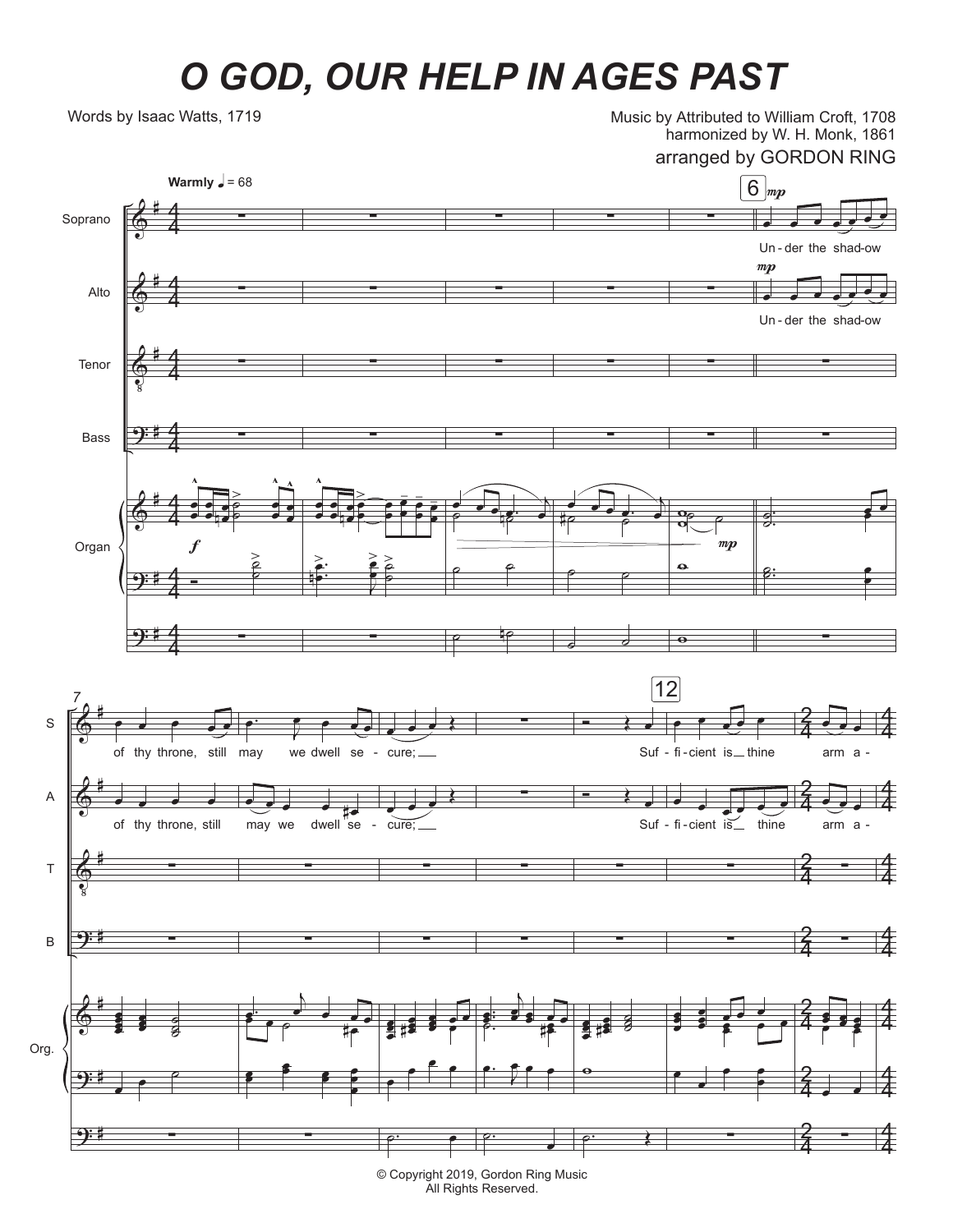# O GOD, OUR HELP IN AGES PAST

Words by Isaac Watts, 1719

Music by Attributed to William Croft, 1708
harmonized by W. H. Monk, 1861
arranged by GORDON RING

© Copyright 2019, Gordon Ring Music
All Rights Reserved.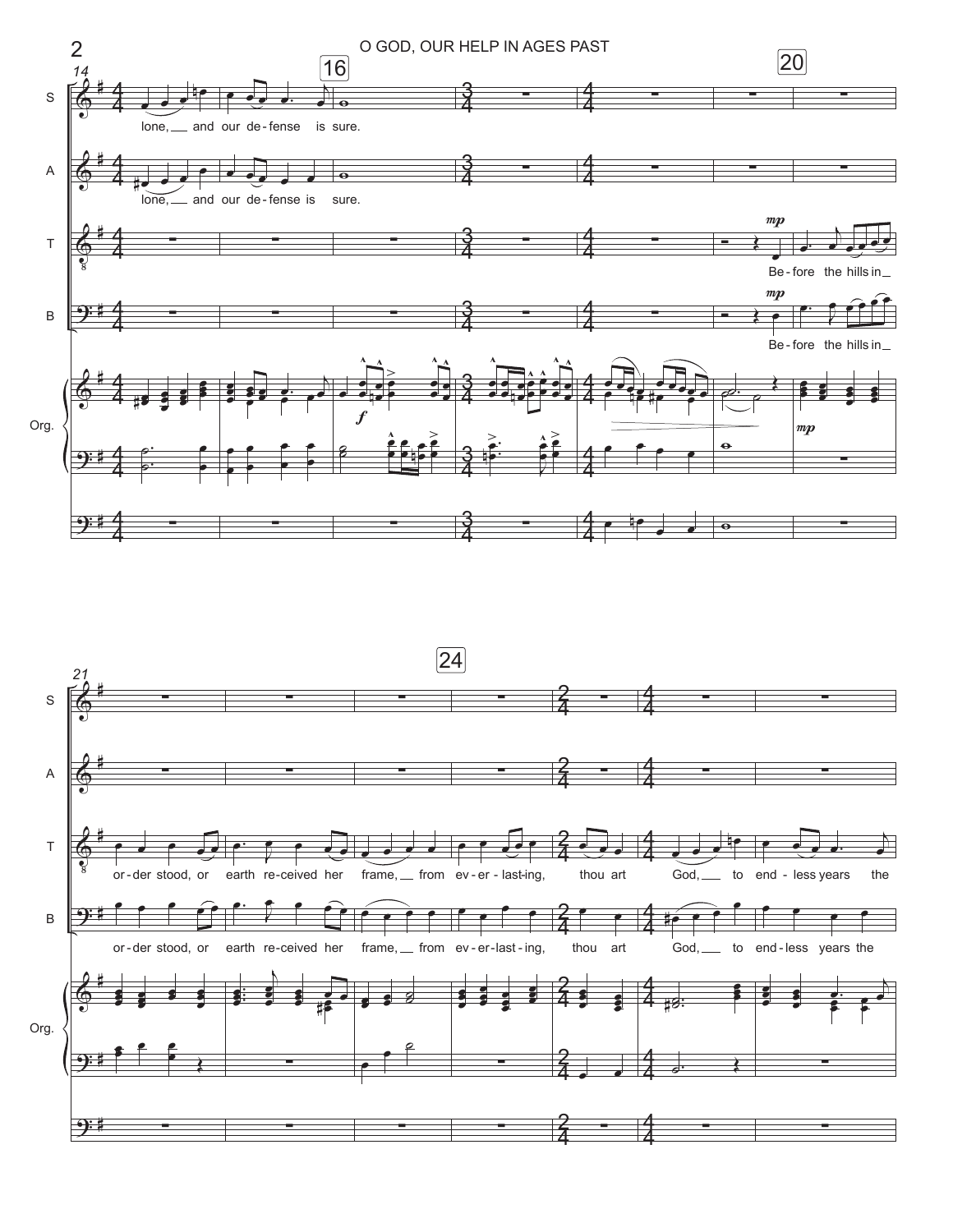S: lone, and our de-fense is sure.

A: lone, and our de-fense is sure.

T: *mp* Be-fore the hills in

B: *mp* Be-fore the hills in

Org.: *f* *mp*

T: or-der stood, or earth re-ceived her frame, from ev-er-last-ing, thou art God, to end-less years the

B: or-der stood, or earth re-ceived her frame, from ev-er-last-ing, thou art God, to end-less years the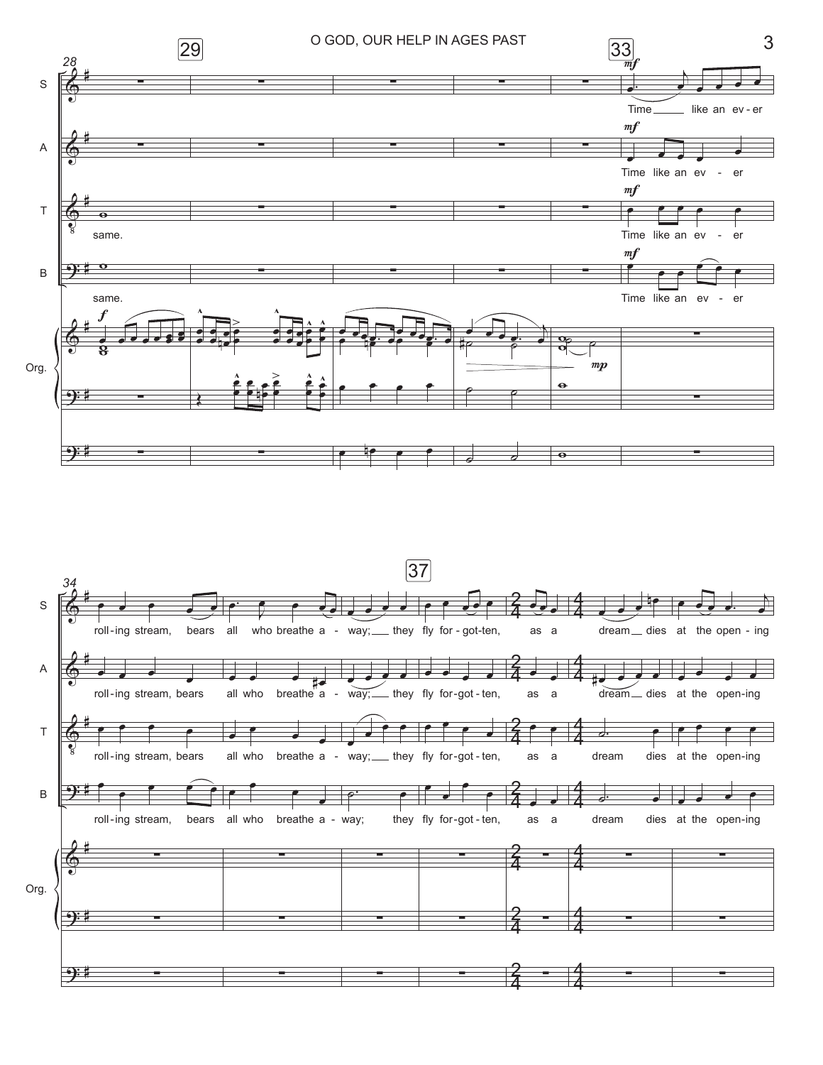**28** | **29** | **33**

S: Time like an ev - er

A: Time like an ev - er

T: same. Time like an ev - er

B: same. Time like an ev - er

Org. *f* ... *mp*

**34** | **37**

S: roll-ing stream, bears all who breathe a - way; they fly for - got-ten, as a dream dies at the open - ing

A: roll-ing stream, bears all who breathe a - way; they fly for - got - ten, as a dream dies at the open-ing

T: roll-ing stream, bears all who breathe a - way; they fly for - got - ten, as a dream dies at the open-ing

B: roll-ing stream, bears all who breathe a - way; they fly for - got - ten, as a dream dies at the open-ing

Org.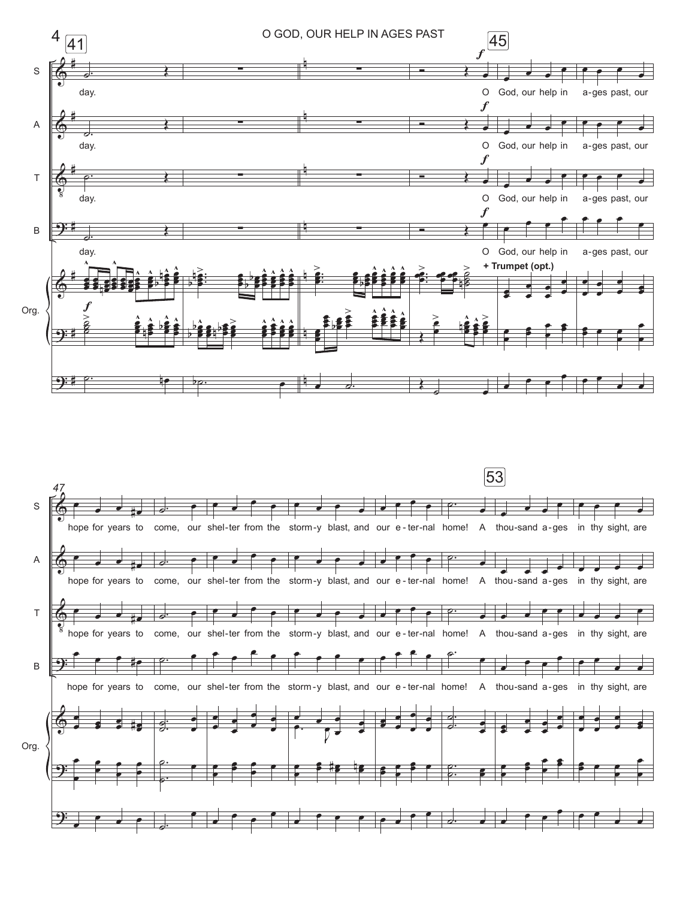O GOD, OUR HELP IN AGES PAST

41

45

S, A, T, B: day.

*f* O God, our help in a-ges past, our

Org. *f* + Trumpet (opt.)

47

53

S: hope for years to come, our shel-ter from the storm-y blast, and our e-ter-nal home! A thou-sand a-ges in thy sight, are

A: hope for years to come, our shel-ter from the storm-y blast, and our e-ter-nal home! A thou-sand a-ges in thy sight, are

T: hope for years to come, our shel-ter from the storm-y blast, and our e-ter-nal home! A thou-sand a-ges in thy sight, are

B: hope for years to come, our shel-ter from the storm-y blast, and our e-ter-nal home! A thou-sand a-ges in thy sight, are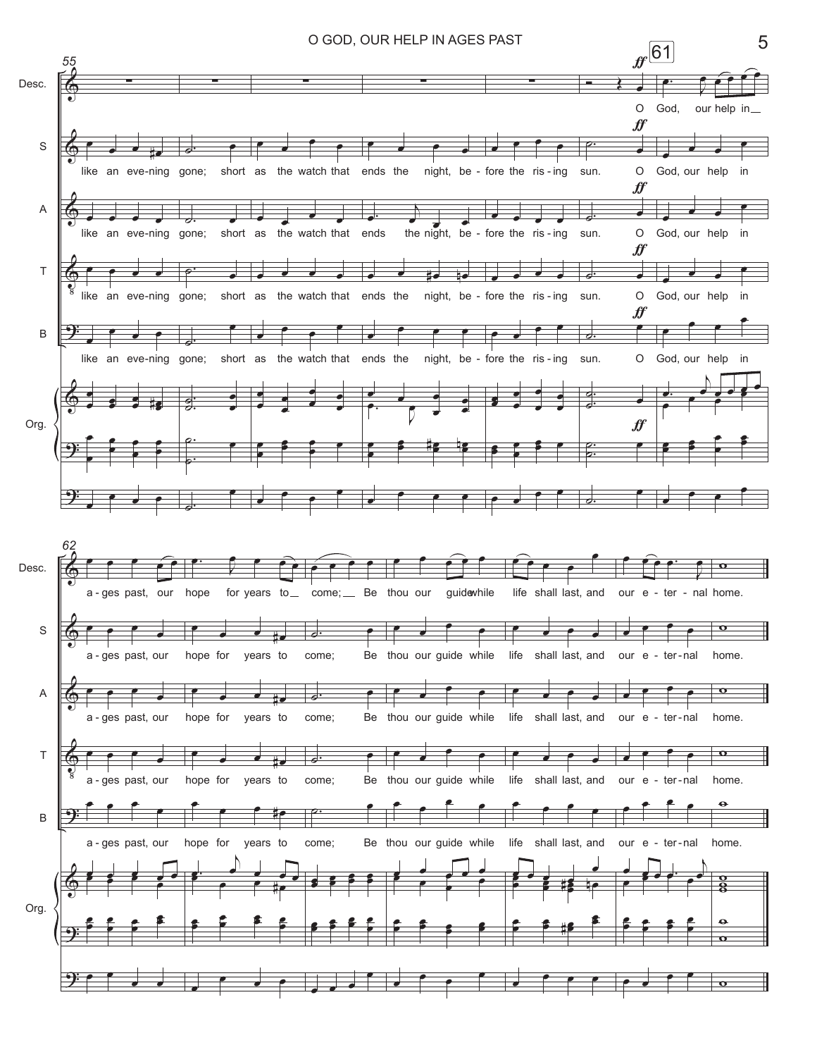Desc.: O God, our help in ages past, our hope for years to come; Be thou our guide while life shall last, and our eternal home.

S: like an evening gone; short as the watch that ends the night, before the rising sun. O God, our help in ages past, our hope for years to come; Be thou our guide while life shall last, and our eternal home.

A: like an evening gone; short as the watch that ends the night, before the rising sun. O God, our help in ages past, our hope for years to come; Be thou our guide while life shall last, and our eternal home.

T: like an evening gone; short as the watch that ends the night, before the rising sun. O God, our help in ages past, our hope for years to come; Be thou our guide while life shall last, and our eternal home.

B: like an evening gone; short as the watch that ends the night, before the rising sun. O God, our help in ages past, our hope for years to come; Be thou our guide while life shall last, and our eternal home.

Org.